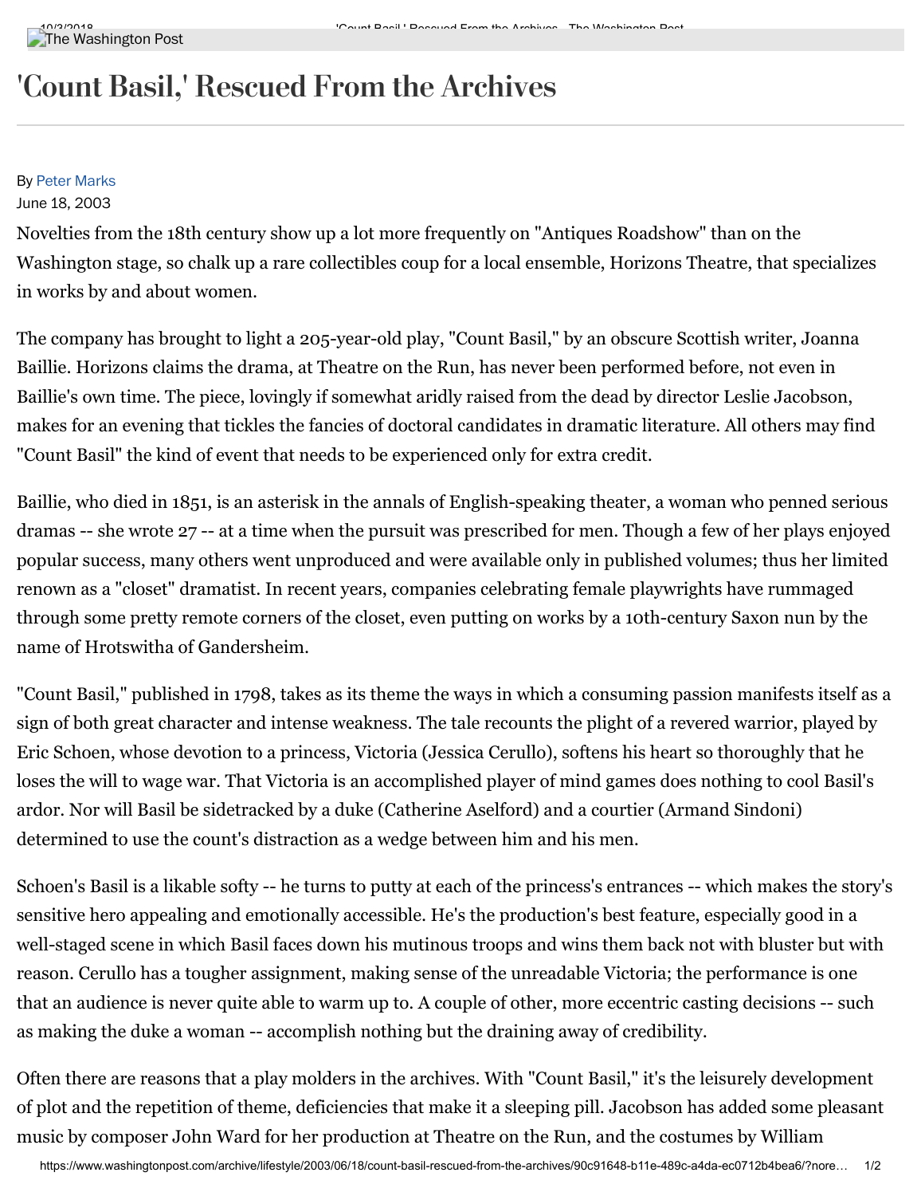# 'Count Basil,' Rescued From the Archives

By Peter Marks
June 18, 2003

Novelties from the 18th century show up a lot more frequently on "Antiques Roadshow" than on the Washington stage, so chalk up a rare collectibles coup for a local ensemble, Horizons Theatre, that specializes in works by and about women.

The company has brought to light a 205-year-old play, "Count Basil," by an obscure Scottish writer, Joanna Baillie. Horizons claims the drama, at Theatre on the Run, has never been performed before, not even in Baillie's own time. The piece, lovingly if somewhat aridly raised from the dead by director Leslie Jacobson, makes for an evening that tickles the fancies of doctoral candidates in dramatic literature. All others may find "Count Basil" the kind of event that needs to be experienced only for extra credit.

Baillie, who died in 1851, is an asterisk in the annals of English-speaking theater, a woman who penned serious dramas -- she wrote 27 -- at a time when the pursuit was prescribed for men. Though a few of her plays enjoyed popular success, many others went unproduced and were available only in published volumes; thus her limited renown as a "closet" dramatist. In recent years, companies celebrating female playwrights have rummaged through some pretty remote corners of the closet, even putting on works by a 10th-century Saxon nun by the name of Hrotswitha of Gandersheim.

"Count Basil," published in 1798, takes as its theme the ways in which a consuming passion manifests itself as a sign of both great character and intense weakness. The tale recounts the plight of a revered warrior, played by Eric Schoen, whose devotion to a princess, Victoria (Jessica Cerullo), softens his heart so thoroughly that he loses the will to wage war. That Victoria is an accomplished player of mind games does nothing to cool Basil's ardor. Nor will Basil be sidetracked by a duke (Catherine Aselford) and a courtier (Armand Sindoni) determined to use the count's distraction as a wedge between him and his men.

Schoen's Basil is a likable softy -- he turns to putty at each of the princess's entrances -- which makes the story's sensitive hero appealing and emotionally accessible. He's the production's best feature, especially good in a well-staged scene in which Basil faces down his mutinous troops and wins them back not with bluster but with reason. Cerullo has a tougher assignment, making sense of the unreadable Victoria; the performance is one that an audience is never quite able to warm up to. A couple of other, more eccentric casting decisions -- such as making the duke a woman -- accomplish nothing but the draining away of credibility.

Often there are reasons that a play molders in the archives. With "Count Basil," it's the leisurely development of plot and the repetition of theme, deficiencies that make it a sleeping pill. Jacobson has added some pleasant music by composer John Ward for her production at Theatre on the Run, and the costumes by William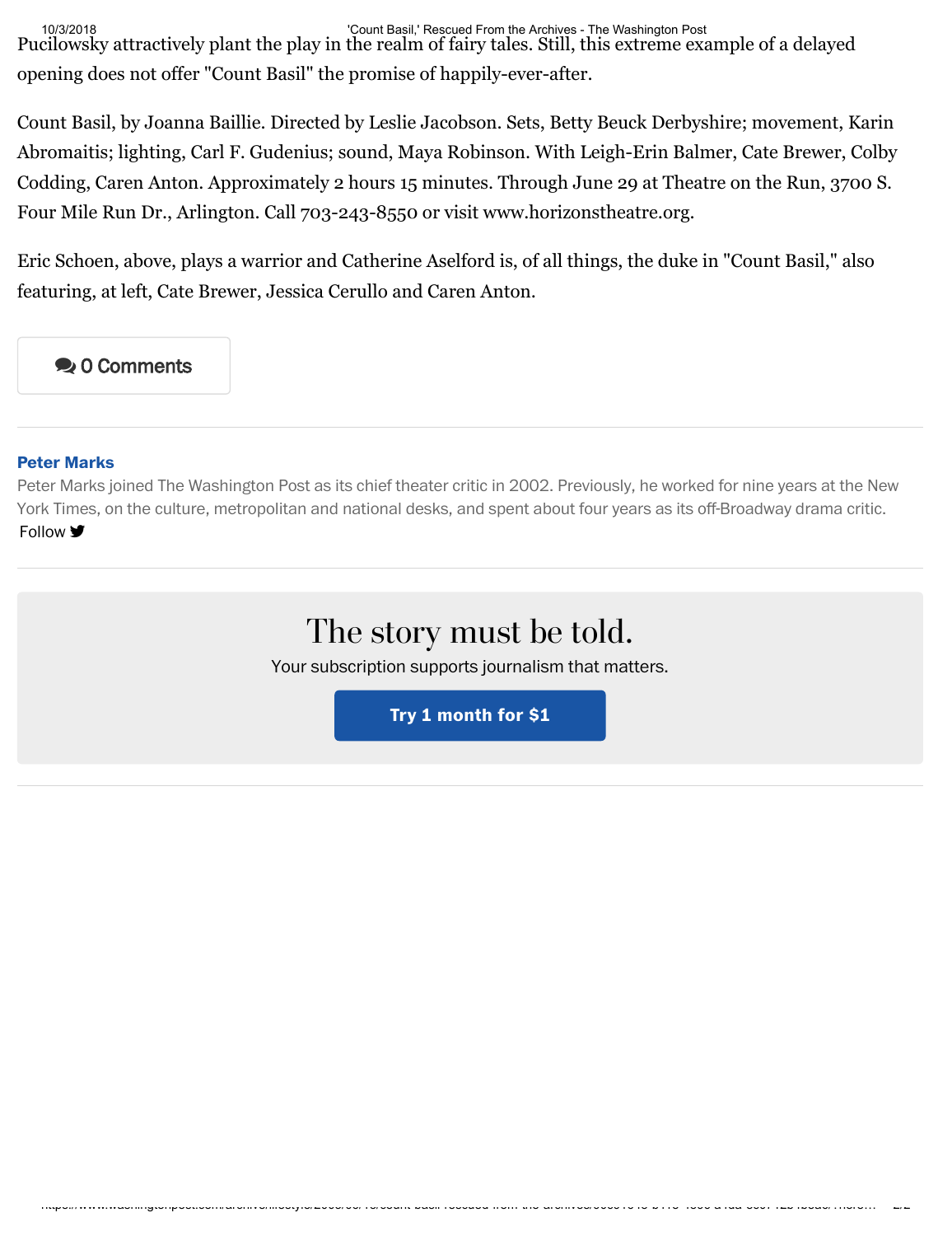Pucilowsky attractively plant the play in the realm of fairy tales. Still, this extreme example of a delayed opening does not offer "Count Basil" the promise of happily-ever-after.

Count Basil, by Joanna Baillie. Directed by Leslie Jacobson. Sets, Betty Beuck Derbyshire; movement, Karin Abromaitis; lighting, Carl F. Gudenius; sound, Maya Robinson. With Leigh-Erin Balmer, Cate Brewer, Colby Codding, Caren Anton. Approximately 2 hours 15 minutes. Through June 29 at Theatre on the Run, 3700 S. Four Mile Run Dr., Arlington. Call 703-243-8550 or visit www.horizonstheatre.org.

Eric Schoen, above, plays a warrior and Catherine Aselford is, of all things, the duke in "Count Basil," also featuring, at left, Cate Brewer, Jessica Cerullo and Caren Anton.

0 Comments

**Peter Marks**

Peter Marks joined The Washington Post as its chief theater critic in 2002. Previously, he worked for nine years at the New York Times, on the culture, metropolitan and national desks, and spent about four years as its off-Broadway drama critic.

Follow

The story must be told.

Your subscription supports journalism that matters.

Try 1 month for $1